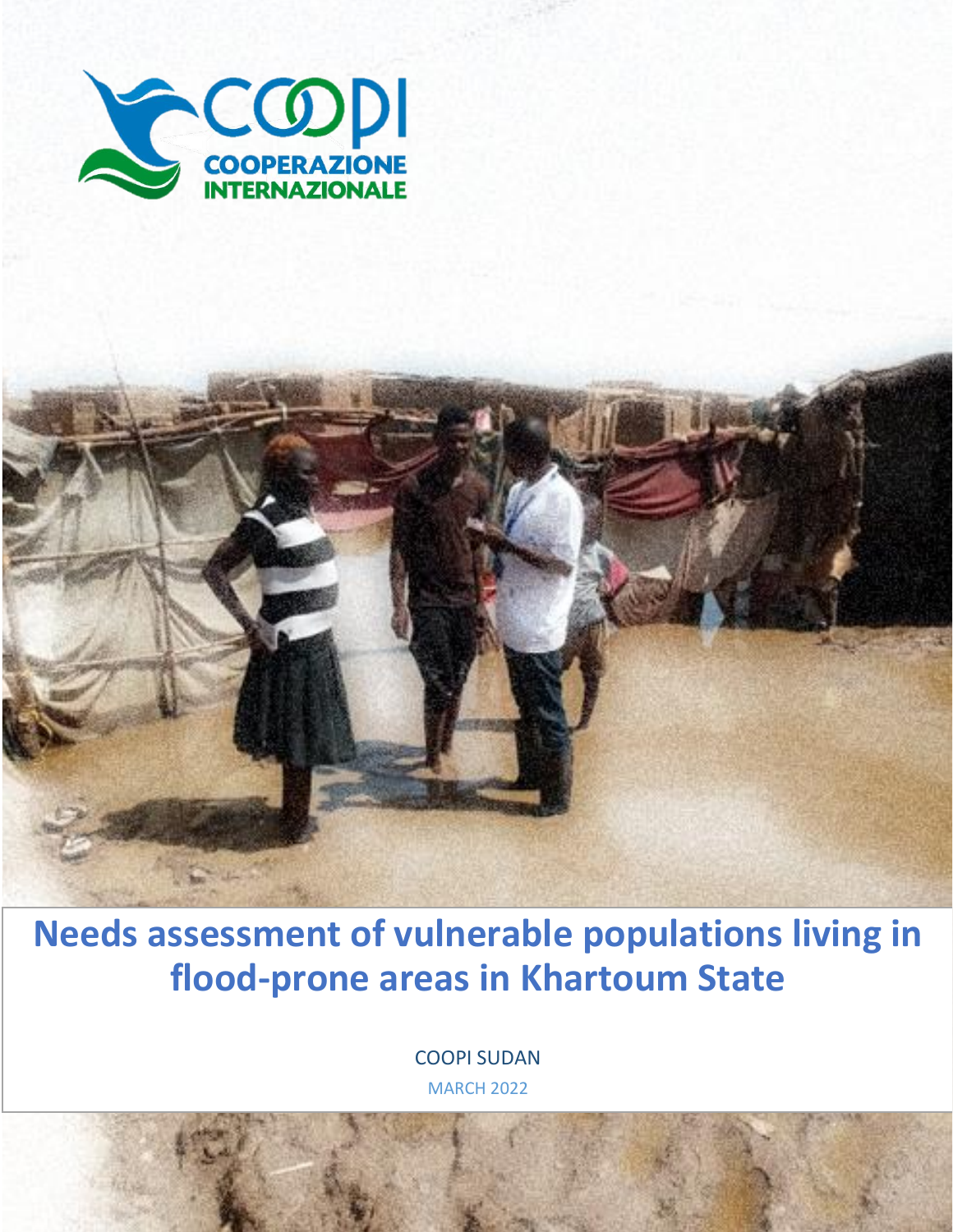COOPI
COOPERAZIONE INTERNAZIONALE

# Needs assessment of vulnerable populations living in flood-prone areas in Khartoum State

COOPI SUDAN

MARCH 2022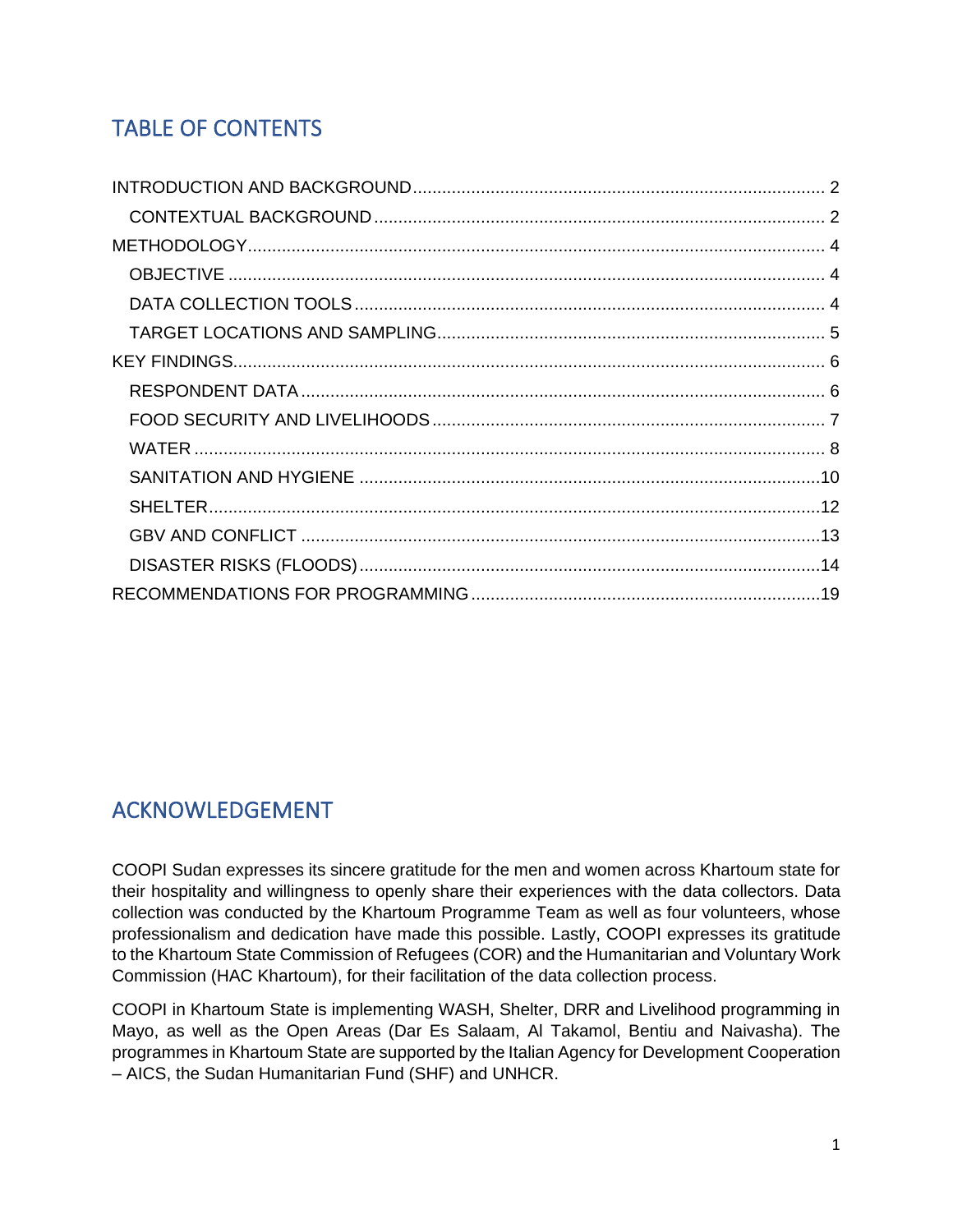# TABLE OF CONTENTS

INTRODUCTION AND BACKGROUND .................... 2

- CONTEXTUAL BACKGROUND .................... 2

METHODOLOGY .................... 4

- OBJECTIVE .................... 4
- DATA COLLECTION TOOLS .................... 4
- TARGET LOCATIONS AND SAMPLING .................... 5

KEY FINDINGS .................... 6

- RESPONDENT DATA .................... 6
- FOOD SECURITY AND LIVELIHOODS .................... 7
- WATER .................... 8
- SANITATION AND HYGIENE .................... 10
- SHELTER .................... 12
- GBV AND CONFLICT .................... 13
- DISASTER RISKS (FLOODS) .................... 14

RECOMMENDATIONS FOR PROGRAMMING .................... 19

# ACKNOWLEDGEMENT

COOPI Sudan expresses its sincere gratitude for the men and women across Khartoum state for their hospitality and willingness to openly share their experiences with the data collectors. Data collection was conducted by the Khartoum Programme Team as well as four volunteers, whose professionalism and dedication have made this possible. Lastly, COOPI expresses its gratitude to the Khartoum State Commission of Refugees (COR) and the Humanitarian and Voluntary Work Commission (HAC Khartoum), for their facilitation of the data collection process.

COOPI in Khartoum State is implementing WASH, Shelter, DRR and Livelihood programming in Mayo, as well as the Open Areas (Dar Es Salaam, Al Takamol, Bentiu and Naivasha). The programmes in Khartoum State are supported by the Italian Agency for Development Cooperation – AICS, the Sudan Humanitarian Fund (SHF) and UNHCR.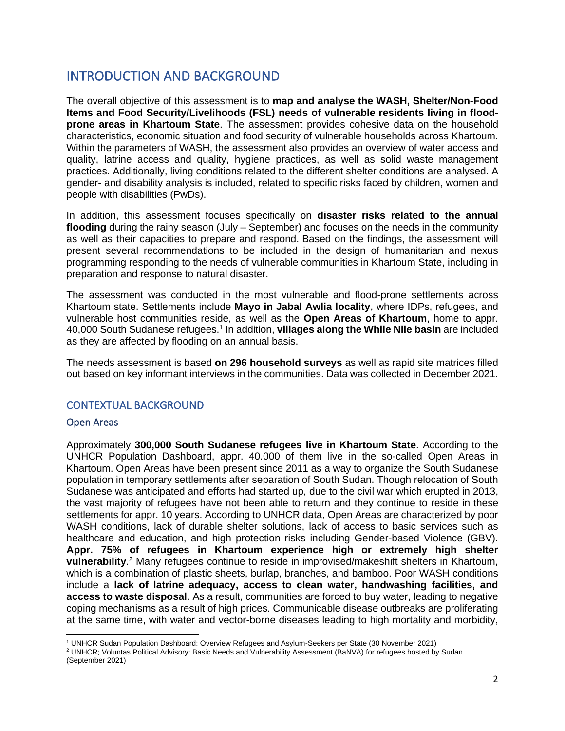# INTRODUCTION AND BACKGROUND

The overall objective of this assessment is to **map and analyse the WASH, Shelter/Non-Food Items and Food Security/Livelihoods (FSL) needs of vulnerable residents living in flood-prone areas in Khartoum State**. The assessment provides cohesive data on the household characteristics, economic situation and food security of vulnerable households across Khartoum. Within the parameters of WASH, the assessment also provides an overview of water access and quality, latrine access and quality, hygiene practices, as well as solid waste management practices. Additionally, living conditions related to the different shelter conditions are analysed. A gender- and disability analysis is included, related to specific risks faced by children, women and people with disabilities (PwDs).

In addition, this assessment focuses specifically on **disaster risks related to the annual flooding** during the rainy season (July – September) and focuses on the needs in the community as well as their capacities to prepare and respond. Based on the findings, the assessment will present several recommendations to be included in the design of humanitarian and nexus programming responding to the needs of vulnerable communities in Khartoum State, including in preparation and response to natural disaster.

The assessment was conducted in the most vulnerable and flood-prone settlements across Khartoum state. Settlements include **Mayo in Jabal Awlia locality**, where IDPs, refugees, and vulnerable host communities reside, as well as the **Open Areas of Khartoum**, home to appr. 40,000 South Sudanese refugees.[1] In addition, **villages along the While Nile basin** are included as they are affected by flooding on an annual basis.

The needs assessment is based **on 296 household surveys** as well as rapid site matrices filled out based on key informant interviews in the communities. Data was collected in December 2021.

## CONTEXTUAL BACKGROUND

### Open Areas

Approximately **300,000 South Sudanese refugees live in Khartoum State**. According to the UNHCR Population Dashboard, appr. 40.000 of them live in the so-called Open Areas in Khartoum. Open Areas have been present since 2011 as a way to organize the South Sudanese population in temporary settlements after separation of South Sudan. Though relocation of South Sudanese was anticipated and efforts had started up, due to the civil war which erupted in 2013, the vast majority of refugees have not been able to return and they continue to reside in these settlements for appr. 10 years. According to UNHCR data, Open Areas are characterized by poor WASH conditions, lack of durable shelter solutions, lack of access to basic services such as healthcare and education, and high protection risks including Gender-based Violence (GBV). **Appr. 75% of refugees in Khartoum experience high or extremely high shelter vulnerability**.[2] Many refugees continue to reside in improvised/makeshift shelters in Khartoum, which is a combination of plastic sheets, burlap, branches, and bamboo. Poor WASH conditions include a **lack of latrine adequacy, access to clean water, handwashing facilities, and access to waste disposal**. As a result, communities are forced to buy water, leading to negative coping mechanisms as a result of high prices. Communicable disease outbreaks are proliferating at the same time, with water and vector-borne diseases leading to high mortality and morbidity,

---

[1] UNHCR Sudan Population Dashboard: Overview Refugees and Asylum-Seekers per State (30 November 2021)

[2] UNHCR; Voluntas Political Advisory: Basic Needs and Vulnerability Assessment (BaNVA) for refugees hosted by Sudan (September 2021)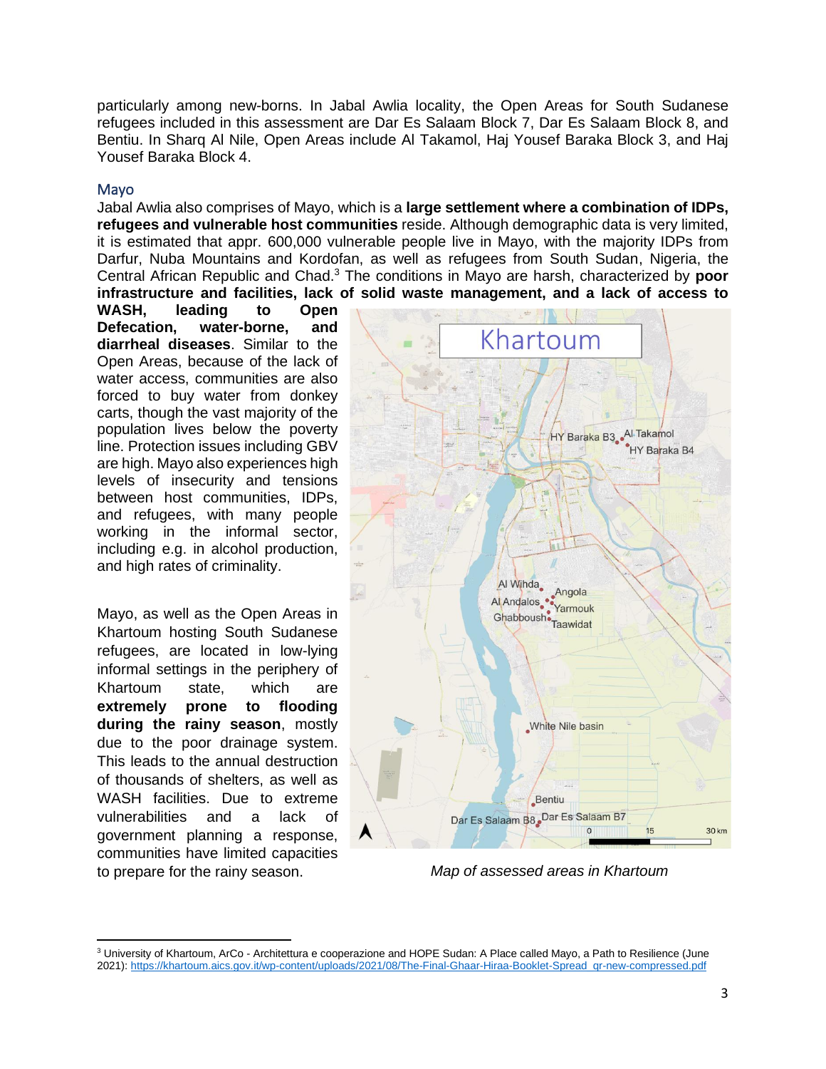particularly among new-borns. In Jabal Awlia locality, the Open Areas for South Sudanese refugees included in this assessment are Dar Es Salaam Block 7, Dar Es Salaam Block 8, and Bentiu. In Sharq Al Nile, Open Areas include Al Takamol, Haj Yousef Baraka Block 3, and Haj Yousef Baraka Block 4.

## Mayo

Jabal Awlia also comprises of Mayo, which is a **large settlement where a combination of IDPs, refugees and vulnerable host communities** reside. Although demographic data is very limited, it is estimated that appr. 600,000 vulnerable people live in Mayo, with the majority IDPs from Darfur, Nuba Mountains and Kordofan, as well as refugees from South Sudan, Nigeria, the Central African Republic and Chad.[3] The conditions in Mayo are harsh, characterized by **poor infrastructure and facilities, lack of solid waste management, and a lack of access to WASH, leading to Open Defecation, water-borne, and diarrheal diseases**. Similar to the Open Areas, because of the lack of water access, communities are also forced to buy water from donkey carts, though the vast majority of the population lives below the poverty line. Protection issues including GBV are high. Mayo also experiences high levels of insecurity and tensions between host communities, IDPs, and refugees, with many people working in the informal sector, including e.g. in alcohol production, and high rates of criminality.

Mayo, as well as the Open Areas in Khartoum hosting South Sudanese refugees, are located in low-lying informal settings in the periphery of Khartoum state, which are **extremely prone to flooding during the rainy season**, mostly due to the poor drainage system. This leads to the annual destruction of thousands of shelters, as well as WASH facilities. Due to extreme vulnerabilities and a lack of government planning a response, communities have limited capacities to prepare for the rainy season.

*Map of assessed areas in Khartoum*

---

[3] University of Khartoum, ArCo - Architettura e cooperazione and HOPE Sudan: A Place called Mayo, a Path to Resilience (June 2021): https://khartoum.aics.gov.it/wp-content/uploads/2021/08/The-Final-Ghaar-Hiraa-Booklet-Spread_qr-new-compressed.pdf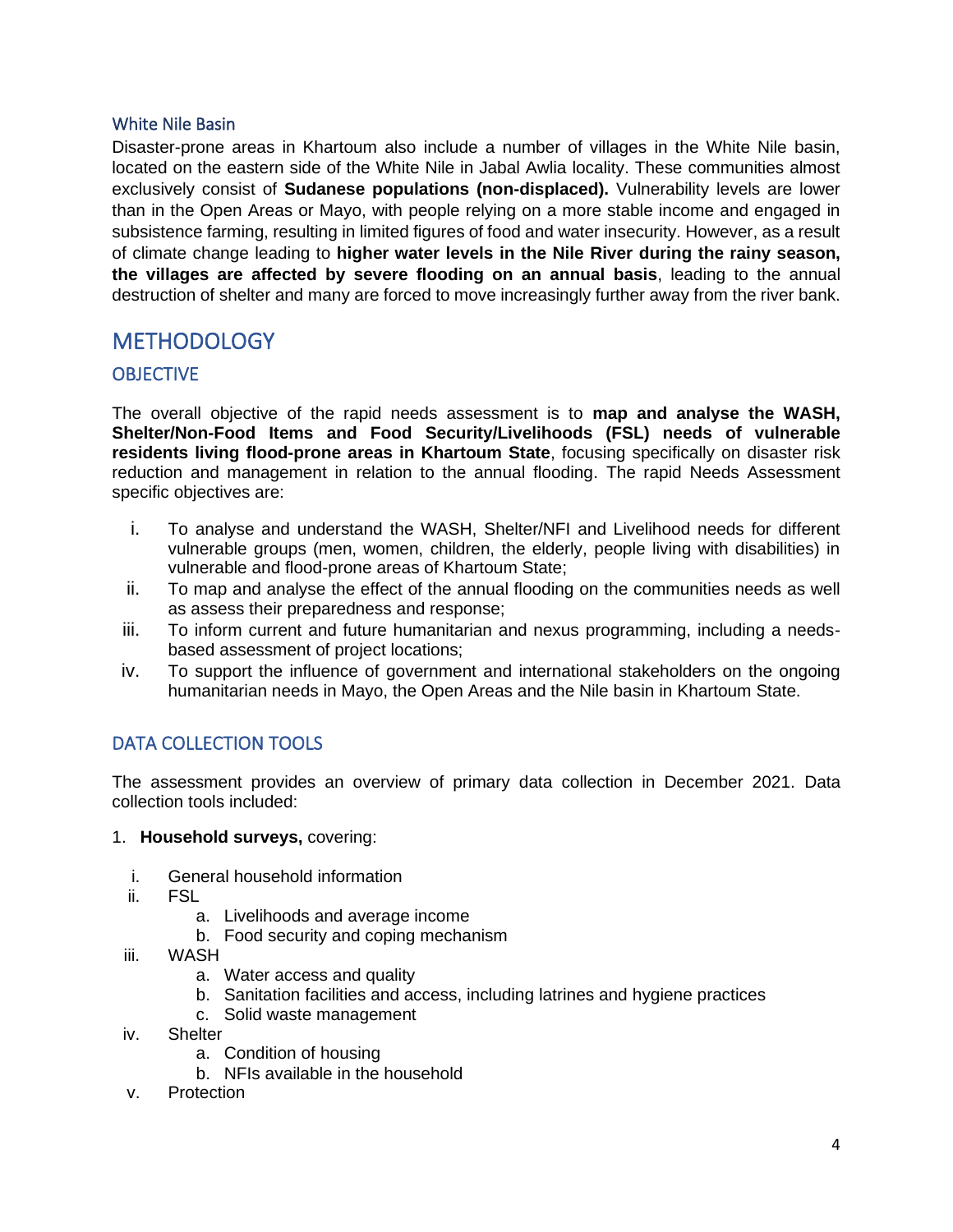### White Nile Basin

Disaster-prone areas in Khartoum also include a number of villages in the White Nile basin, located on the eastern side of the White Nile in Jabal Awlia locality. These communities almost exclusively consist of **Sudanese populations (non-displaced).** Vulnerability levels are lower than in the Open Areas or Mayo, with people relying on a more stable income and engaged in subsistence farming, resulting in limited figures of food and water insecurity. However, as a result of climate change leading to **higher water levels in the Nile River during the rainy season, the villages are affected by severe flooding on an annual basis**, leading to the annual destruction of shelter and many are forced to move increasingly further away from the river bank.

# METHODOLOGY

## OBJECTIVE

The overall objective of the rapid needs assessment is to **map and analyse the WASH, Shelter/Non-Food Items and Food Security/Livelihoods (FSL) needs of vulnerable residents living flood-prone areas in Khartoum State**, focusing specifically on disaster risk reduction and management in relation to the annual flooding. The rapid Needs Assessment specific objectives are:

i. To analyse and understand the WASH, Shelter/NFI and Livelihood needs for different vulnerable groups (men, women, children, the elderly, people living with disabilities) in vulnerable and flood-prone areas of Khartoum State;
ii. To map and analyse the effect of the annual flooding on the communities needs as well as assess their preparedness and response;
iii. To inform current and future humanitarian and nexus programming, including a needs-based assessment of project locations;
iv. To support the influence of government and international stakeholders on the ongoing humanitarian needs in Mayo, the Open Areas and the Nile basin in Khartoum State.

## DATA COLLECTION TOOLS

The assessment provides an overview of primary data collection in December 2021. Data collection tools included:

1. **Household surveys,** covering:

   i. General household information
   ii. FSL
      a. Livelihoods and average income
      b. Food security and coping mechanism
   iii. WASH
      a. Water access and quality
      b. Sanitation facilities and access, including latrines and hygiene practices
      c. Solid waste management
   iv. Shelter
      a. Condition of housing
      b. NFIs available in the household
   v. Protection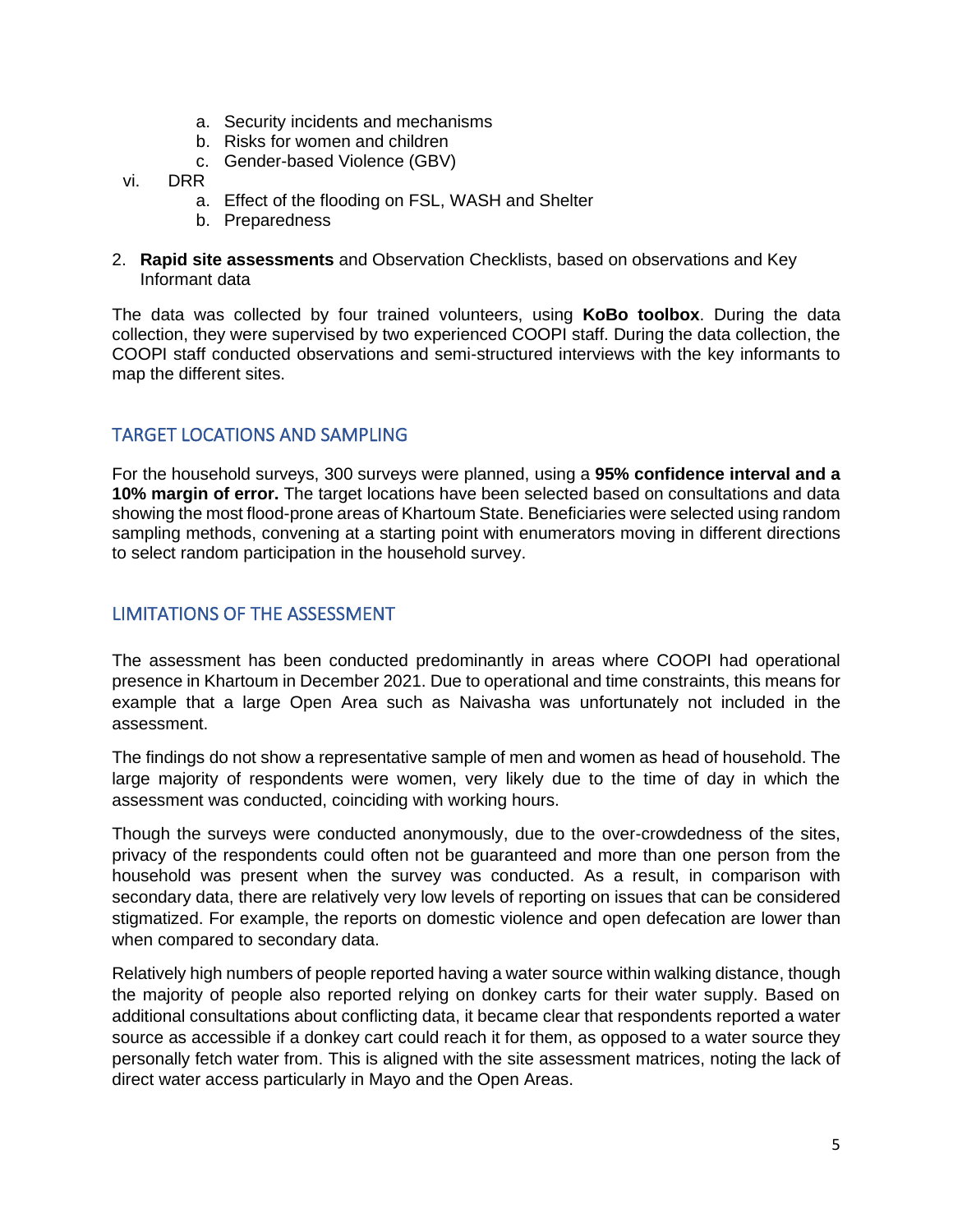a. Security incidents and mechanisms
   b. Risks for women and children
   c. Gender-based Violence (GBV)

vi. DRR
   a. Effect of the flooding on FSL, WASH and Shelter
   b. Preparedness

2. **Rapid site assessments** and Observation Checklists, based on observations and Key Informant data

The data was collected by four trained volunteers, using **KoBo toolbox**. During the data collection, they were supervised by two experienced COOPI staff. During the data collection, the COOPI staff conducted observations and semi-structured interviews with the key informants to map the different sites.

## TARGET LOCATIONS AND SAMPLING

For the household surveys, 300 surveys were planned, using a **95% confidence interval and a 10% margin of error.** The target locations have been selected based on consultations and data showing the most flood-prone areas of Khartoum State. Beneficiaries were selected using random sampling methods, convening at a starting point with enumerators moving in different directions to select random participation in the household survey.

## LIMITATIONS OF THE ASSESSMENT

The assessment has been conducted predominantly in areas where COOPI had operational presence in Khartoum in December 2021. Due to operational and time constraints, this means for example that a large Open Area such as Naivasha was unfortunately not included in the assessment.

The findings do not show a representative sample of men and women as head of household. The large majority of respondents were women, very likely due to the time of day in which the assessment was conducted, coinciding with working hours.

Though the surveys were conducted anonymously, due to the over-crowdedness of the sites, privacy of the respondents could often not be guaranteed and more than one person from the household was present when the survey was conducted. As a result, in comparison with secondary data, there are relatively very low levels of reporting on issues that can be considered stigmatized. For example, the reports on domestic violence and open defecation are lower than when compared to secondary data.

Relatively high numbers of people reported having a water source within walking distance, though the majority of people also reported relying on donkey carts for their water supply. Based on additional consultations about conflicting data, it became clear that respondents reported a water source as accessible if a donkey cart could reach it for them, as opposed to a water source they personally fetch water from. This is aligned with the site assessment matrices, noting the lack of direct water access particularly in Mayo and the Open Areas.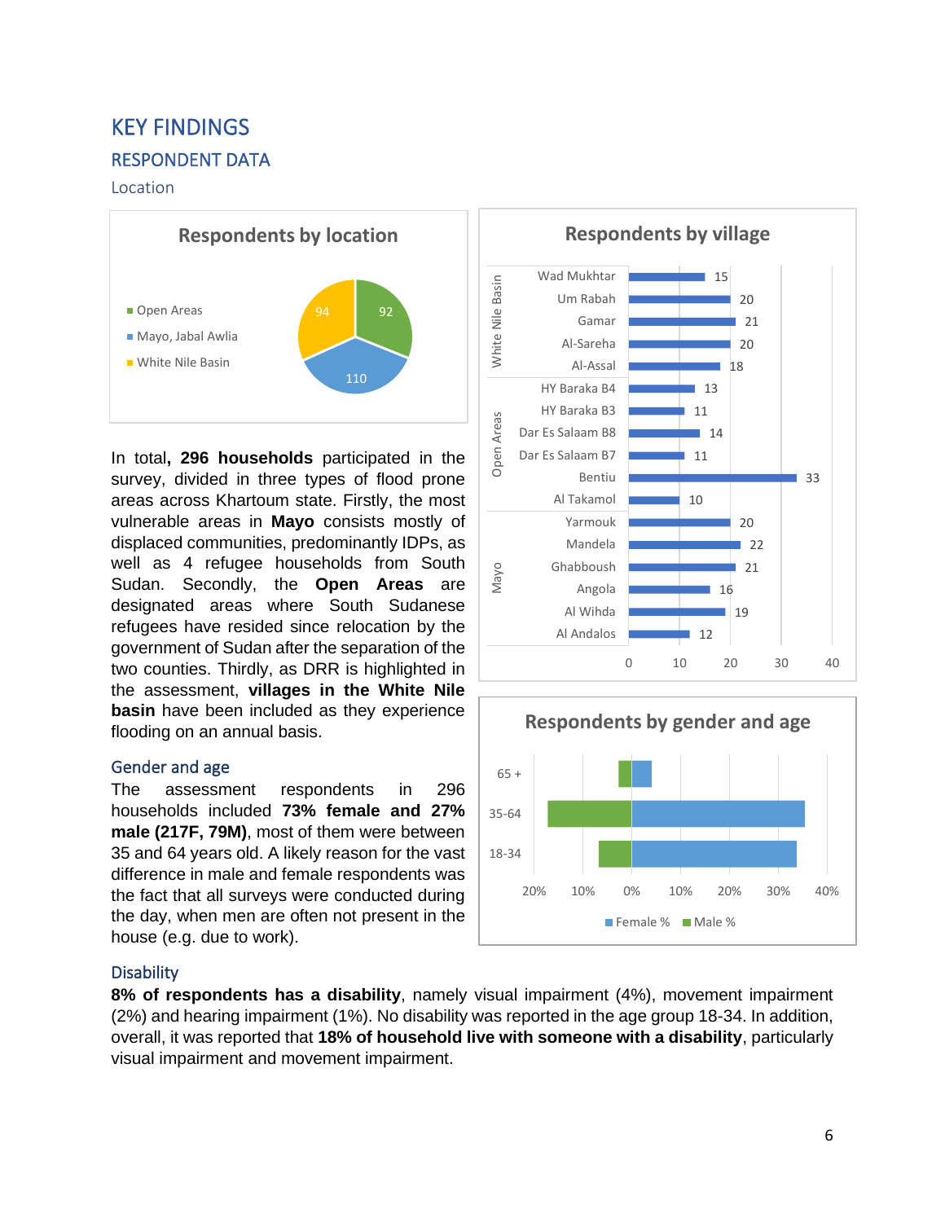# KEY FINDINGS

## RESPONDENT DATA

### Location

**Respondents by location**

- Open Areas: 92
- Mayo, Jabal Awlia: 110
- White Nile Basin: 94

**Respondents by village**

| Area | Village | Respondents |
|---|---|---|
| White Nile Basin | Wad Mukhtar | 15 |
| | Um Rabah | 20 |
| | Gamar | 21 |
| | Al-Sareha | 20 |
| | Al-Assal | 18 |
| Open Areas | HY Baraka B4 | 13 |
| | HY Baraka B3 | 11 |
| | Dar Es Salaam B8 | 14 |
| | Dar Es Salaam B7 | 11 |
| | Bentiu | 33 |
| | Al Takamol | 10 |
| Mayo | Yarmouk | 20 |
| | Mandela | 22 |
| | Ghabboush | 21 |
| | Angola | 16 |
| | Al Wihda | 19 |
| | Al Andalos | 12 |

In total**, 296 households** participated in the survey, divided in three types of flood prone areas across Khartoum state. Firstly, the most vulnerable areas in **Mayo** consists mostly of displaced communities, predominantly IDPs, as well as 4 refugee households from South Sudan. Secondly, the **Open Areas** are designated areas where South Sudanese refugees have resided since relocation by the government of Sudan after the separation of the two counties. Thirdly, as DRR is highlighted in the assessment, **villages in the White Nile basin** have been included as they experience flooding on an annual basis.

### Gender and age

The assessment respondents in 296 households included **73% female and 27% male (217F, 79M)**, most of them were between 35 and 64 years old. A likely reason for the vast difference in male and female respondents was the fact that all surveys were conducted during the day, when men are often not present in the house (e.g. due to work).

**Respondents by gender and age**

(Chart: Female % and Male % by age group 18-34, 35-64, 65 +)

### Disability

**8% of respondents has a disability**, namely visual impairment (4%), movement impairment (2%) and hearing impairment (1%). No disability was reported in the age group 18-34. In addition, overall, it was reported that **18% of household live with someone with a disability**, particularly visual impairment and movement impairment.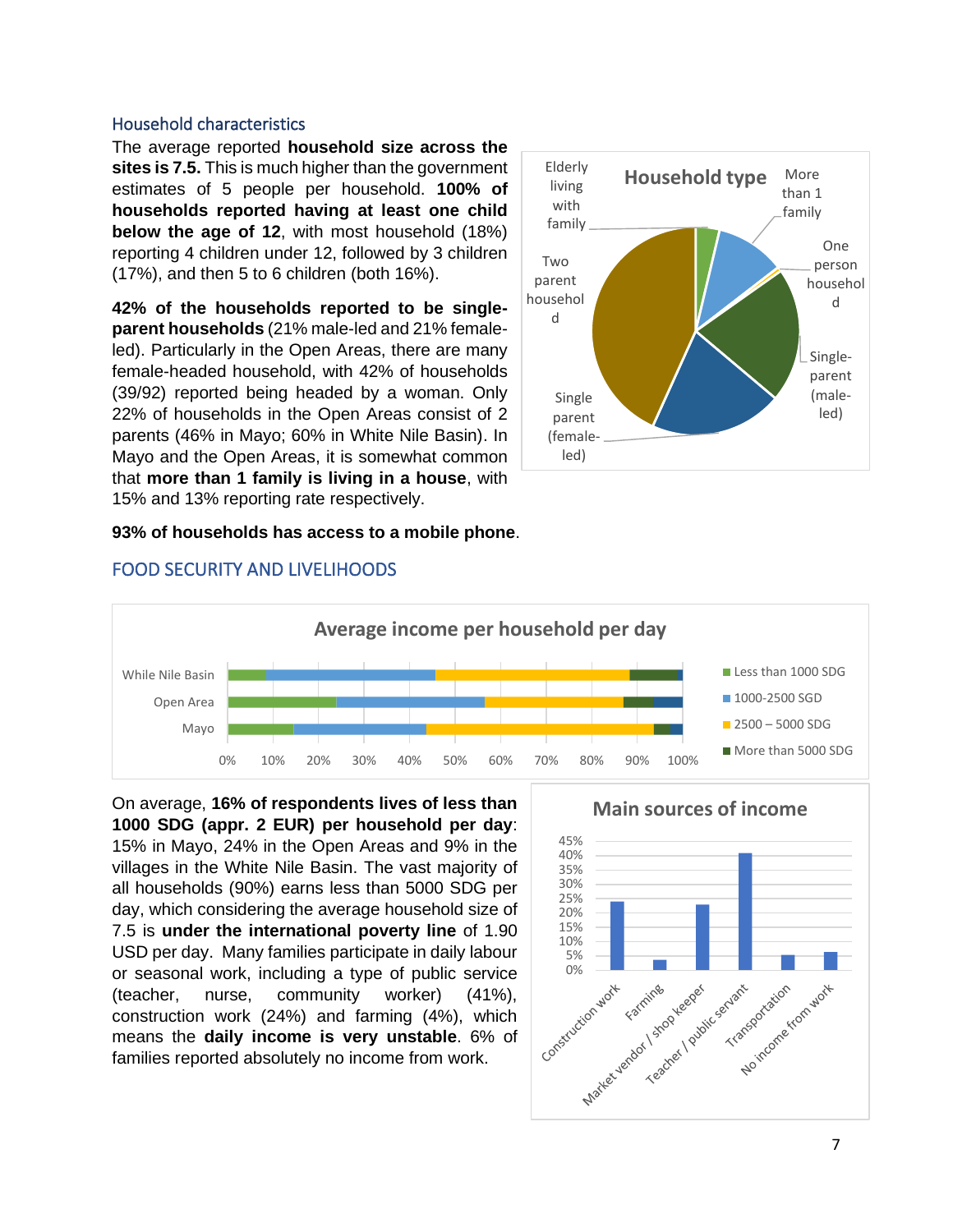### Household characteristics

The average reported **household size across the sites is 7.5.** This is much higher than the government estimates of 5 people per household. **100% of households reported having at least one child below the age of 12**, with most household (18%) reporting 4 children under 12, followed by 3 children (17%), and then 5 to 6 children (both 16%).

**42% of the households reported to be single-parent households** (21% male-led and 21% female-led). Particularly in the Open Areas, there are many female-headed household, with 42% of households (39/92) reported being headed by a woman. Only 22% of households in the Open Areas consist of 2 parents (46% in Mayo; 60% in White Nile Basin). In Mayo and the Open Areas, it is somewhat common that **more than 1 family is living in a house**, with 15% and 13% reporting rate respectively.

**93% of households has access to a mobile phone**.

## FOOD SECURITY AND LIVELIHOODS

On average, **16% of respondents lives of less than 1000 SDG (appr. 2 EUR) per household per day**: 15% in Mayo, 24% in the Open Areas and 9% in the villages in the White Nile Basin. The vast majority of all households (90%) earns less than 5000 SDG per day, which considering the average household size of 7.5 is **under the international poverty line** of 1.90 USD per day. Many families participate in daily labour or seasonal work, including a type of public service (teacher, nurse, community worker) (41%), construction work (24%) and farming (4%), which means the **daily income is very unstable**. 6% of families reported absolutely no income from work.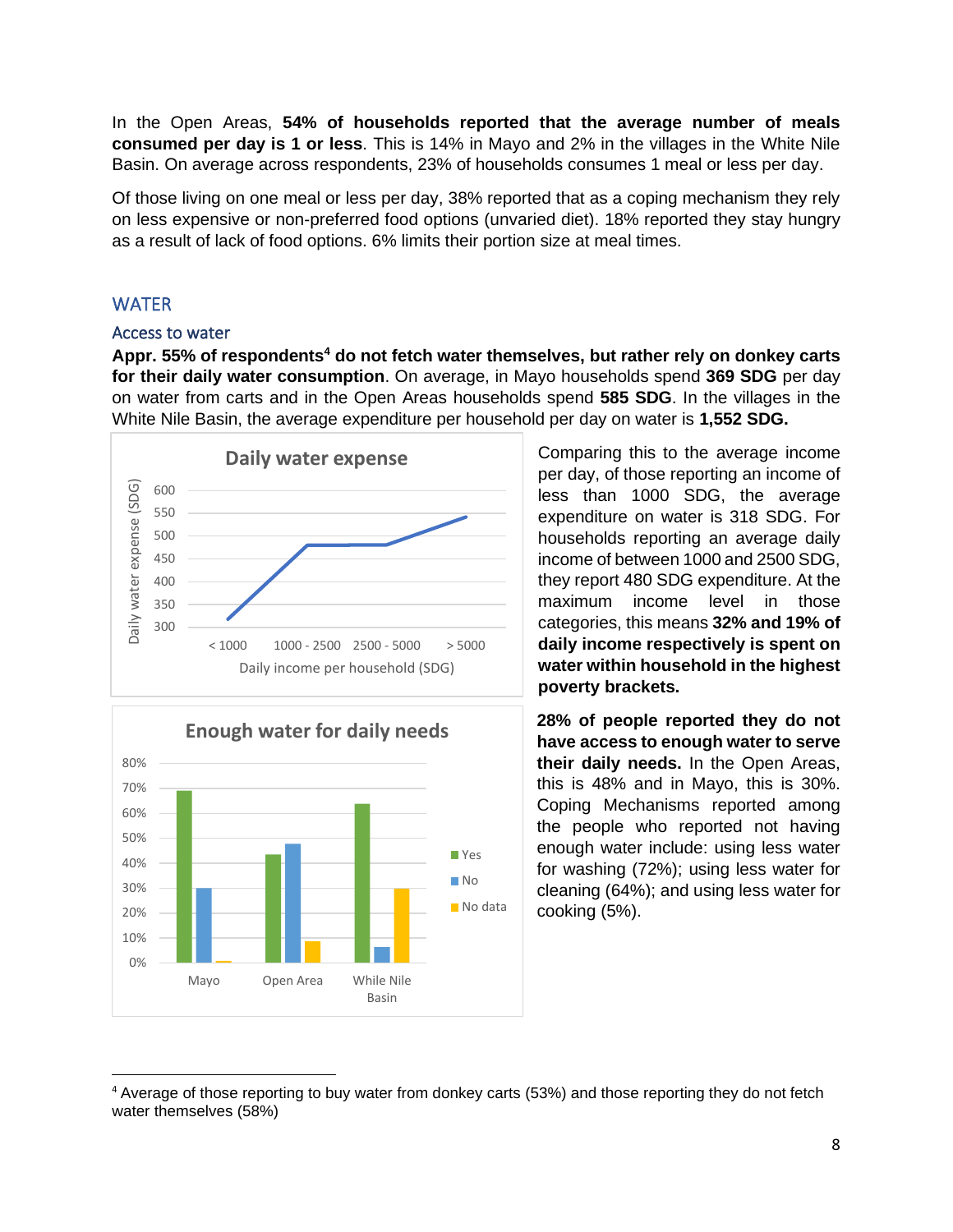In the Open Areas, **54% of households reported that the average number of meals consumed per day is 1 or less**. This is 14% in Mayo and 2% in the villages in the White Nile Basin. On average across respondents, 23% of households consumes 1 meal or less per day.

Of those living on one meal or less per day, 38% reported that as a coping mechanism they rely on less expensive or non-preferred food options (unvaried diet). 18% reported they stay hungry as a result of lack of food options. 6% limits their portion size at meal times.

## WATER

### Access to water

**Appr. 55% of respondents[4] do not fetch water themselves, but rather rely on donkey carts for their daily water consumption**. On average, in Mayo households spend **369 SDG** per day on water from carts and in the Open Areas households spend **585 SDG**. In the villages in the White Nile Basin, the average expenditure per household per day on water is **1,552 SDG.**

Comparing this to the average income per day, of those reporting an income of less than 1000 SDG, the average expenditure on water is 318 SDG. For households reporting an average daily income of between 1000 and 2500 SDG, they report 480 SDG expenditure. At the maximum income level in those categories, this means **32% and 19% of daily income respectively is spent on water within household in the highest poverty brackets.**

**28% of people reported they do not have access to enough water to serve their daily needs.** In the Open Areas, this is 48% and in Mayo, this is 30%. Coping Mechanisms reported among the people who reported not having enough water include: using less water for washing (72%); using less water for cleaning (64%); and using less water for cooking (5%).

[4] Average of those reporting to buy water from donkey carts (53%) and those reporting they do not fetch water themselves (58%)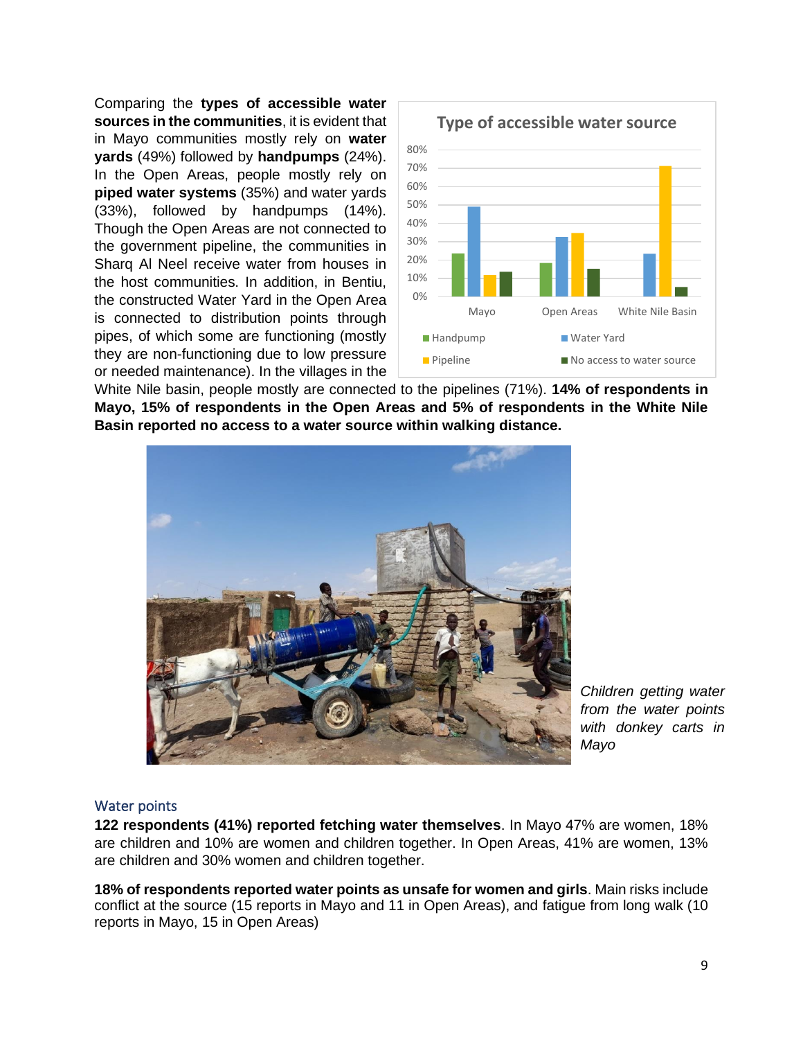Comparing the **types of accessible water sources in the communities**, it is evident that in Mayo communities mostly rely on **water yards** (49%) followed by **handpumps** (24%). In the Open Areas, people mostly rely on **piped water systems** (35%) and water yards (33%), followed by handpumps (14%). Though the Open Areas are not connected to the government pipeline, the communities in Sharq Al Neel receive water from houses in the host communities. In addition, in Bentiu, the constructed Water Yard in the Open Area is connected to distribution points through pipes, of which some are functioning (mostly they are non-functioning due to low pressure or needed maintenance). In the villages in the White Nile basin, people mostly are connected to the pipelines (71%). **14% of respondents in Mayo, 15% of respondents in the Open Areas and 5% of respondents in the White Nile Basin reported no access to a water source within walking distance.**

*Children getting water from the water points with donkey carts in Mayo*

## Water points

**122 respondents (41%) reported fetching water themselves**. In Mayo 47% are women, 18% are children and 10% are women and children together. In Open Areas, 41% are women, 13% are children and 30% women and children together.

**18% of respondents reported water points as unsafe for women and girls**. Main risks include conflict at the source (15 reports in Mayo and 11 in Open Areas), and fatigue from long walk (10 reports in Mayo, 15 in Open Areas)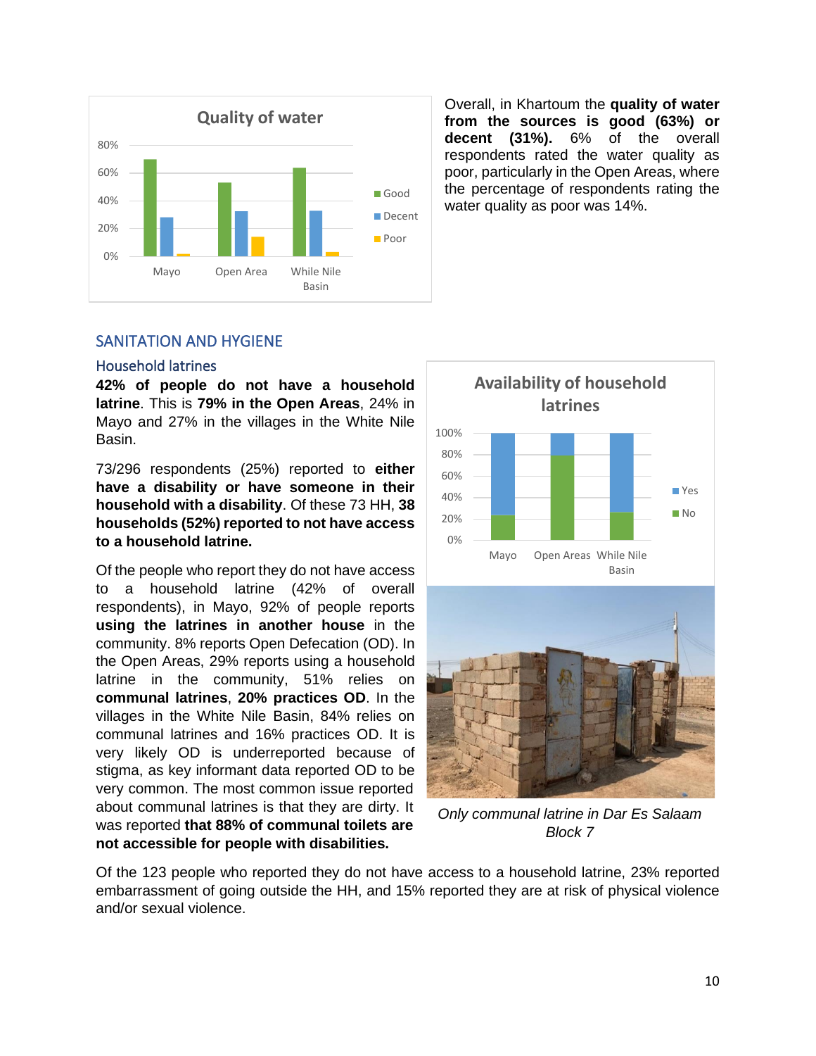Overall, in Khartoum the **quality of water from the sources is good (63%) or decent (31%).** 6% of the overall respondents rated the water quality as poor, particularly in the Open Areas, where the percentage of respondents rating the water quality as poor was 14%.

## SANITATION AND HYGIENE

### Household latrines

**42% of people do not have a household latrine**. This is **79% in the Open Areas**, 24% in Mayo and 27% in the villages in the White Nile Basin.

73/296 respondents (25%) reported to **either have a disability or have someone in their household with a disability**. Of these 73 HH, **38 households (52%) reported to not have access to a household latrine.**

Of the people who report they do not have access to a household latrine (42% of overall respondents), in Mayo, 92% of people reports **using the latrines in another house** in the community. 8% reports Open Defecation (OD). In the Open Areas, 29% reports using a household latrine in the community, 51% relies on **communal latrines**, **20% practices OD**. In the villages in the White Nile Basin, 84% relies on communal latrines and 16% practices OD. It is very likely OD is underreported because of stigma, as key informant data reported OD to be very common. The most common issue reported about communal latrines is that they are dirty. It was reported **that 88% of communal toilets are not accessible for people with disabilities.**

*Only communal latrine in Dar Es Salaam Block 7*

Of the 123 people who reported they do not have access to a household latrine, 23% reported embarrassment of going outside the HH, and 15% reported they are at risk of physical violence and/or sexual violence.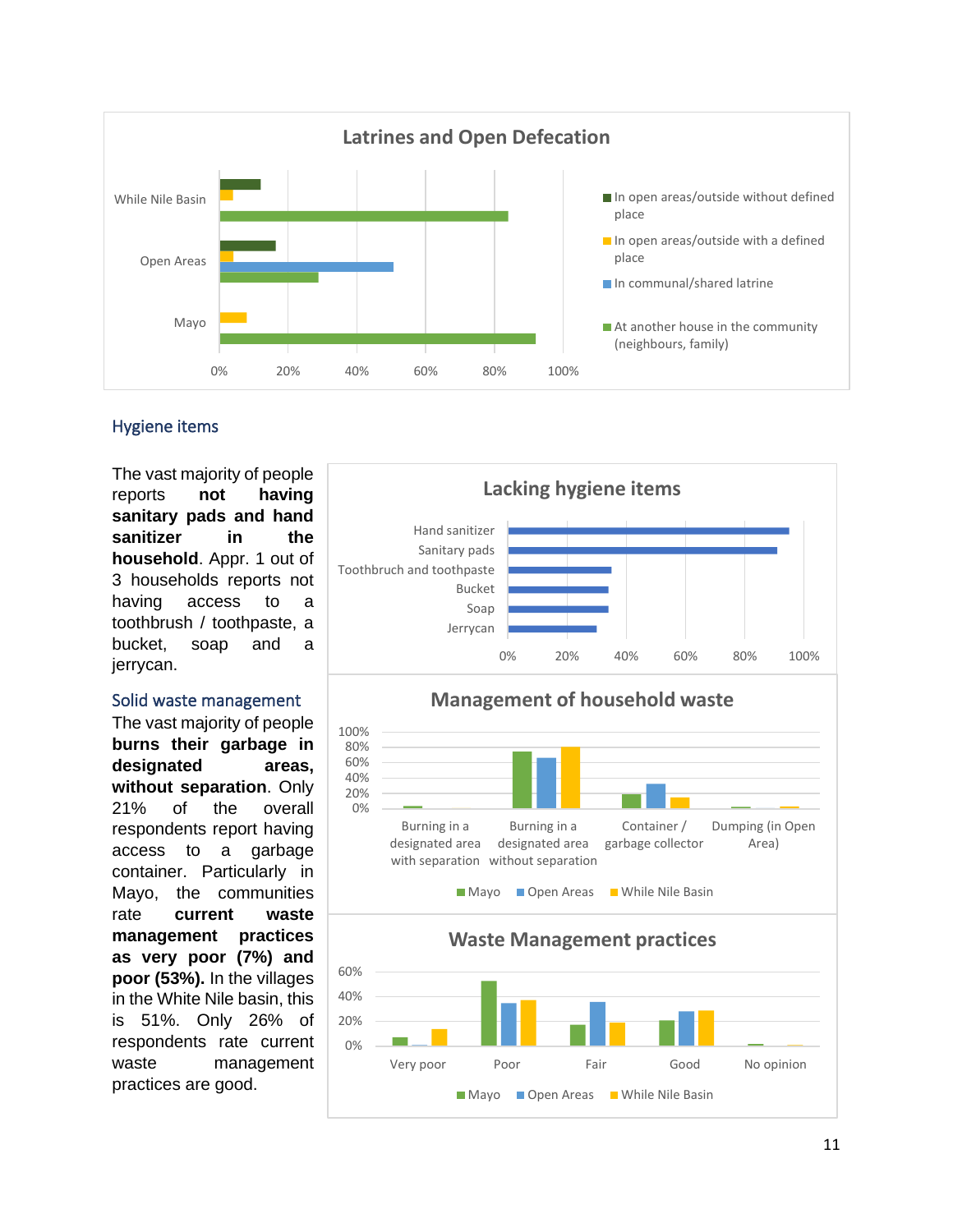**Latrines and Open Defecation**

## Hygiene items

The vast majority of people reports **not having sanitary pads and hand sanitizer in the household**. Appr. 1 out of 3 households reports not having access to a toothbrush / toothpaste, a bucket, soap and a jerrycan.

**Lacking hygiene items**

## Solid waste management

The vast majority of people **burns their garbage in designated areas, without separation**. Only 21% of the overall respondents report having access to a garbage container. Particularly in Mayo, the communities rate **current waste management practices as very poor (7%) and poor (53%).** In the villages in the White Nile basin, this is 51%. Only 26% of respondents rate current waste management practices are good.

**Management of household waste**

**Waste Management practices**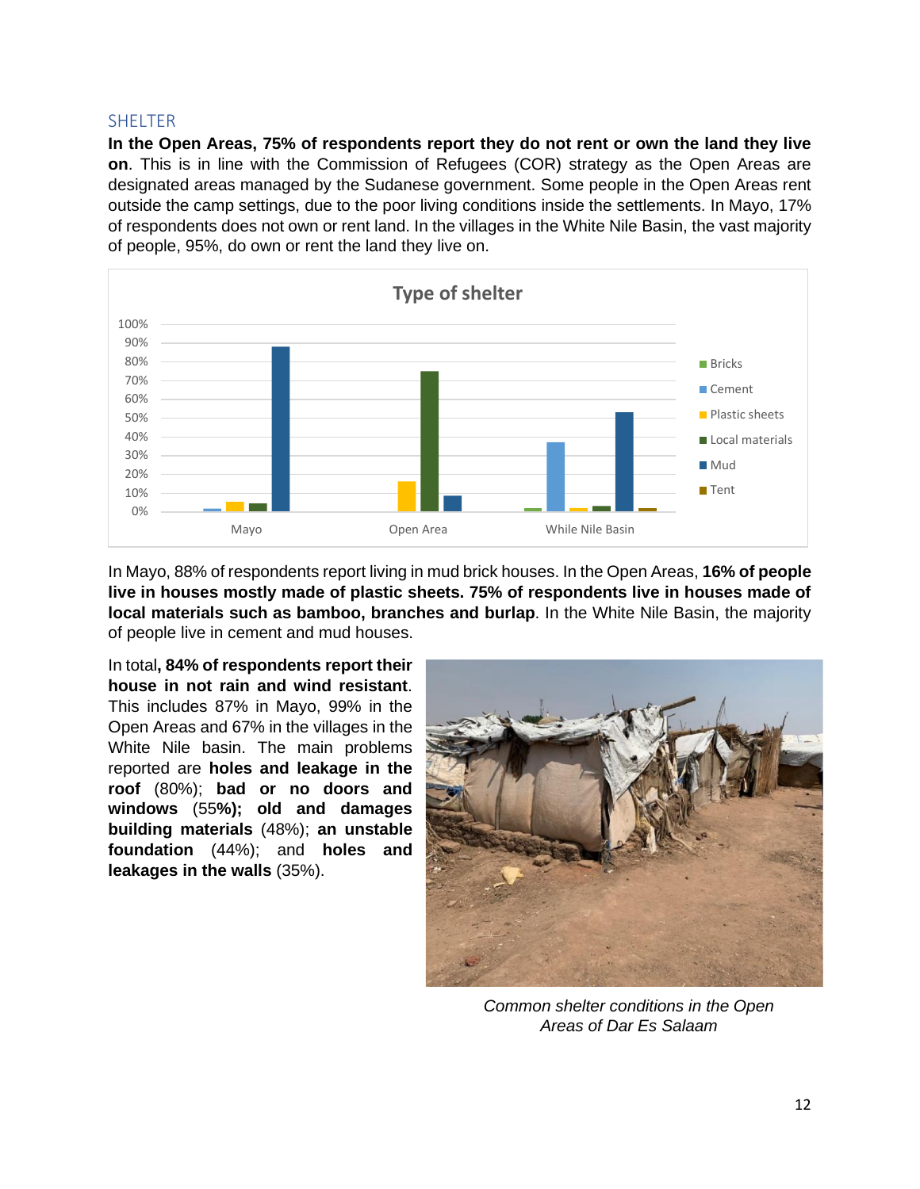## SHELTER

**In the Open Areas, 75% of respondents report they do not rent or own the land they live on**. This is in line with the Commission of Refugees (COR) strategy as the Open Areas are designated areas managed by the Sudanese government. Some people in the Open Areas rent outside the camp settings, due to the poor living conditions inside the settlements. In Mayo, 17% of respondents does not own or rent land. In the villages in the White Nile Basin, the vast majority of people, 95%, do own or rent the land they live on.

In Mayo, 88% of respondents report living in mud brick houses. In the Open Areas, **16% of people live in houses mostly made of plastic sheets. 75% of respondents live in houses made of local materials such as bamboo, branches and burlap**. In the White Nile Basin, the majority of people live in cement and mud houses.

In total**, 84% of respondents report their house in not rain and wind resistant**. This includes 87% in Mayo, 99% in the Open Areas and 67% in the villages in the White Nile basin. The main problems reported are **holes and leakage in the roof** (80%); **bad or no doors and windows** (55**%); old and damages building materials** (48%); **an unstable foundation** (44%); and **holes and leakages in the walls** (35%).

*Common shelter conditions in the Open Areas of Dar Es Salaam*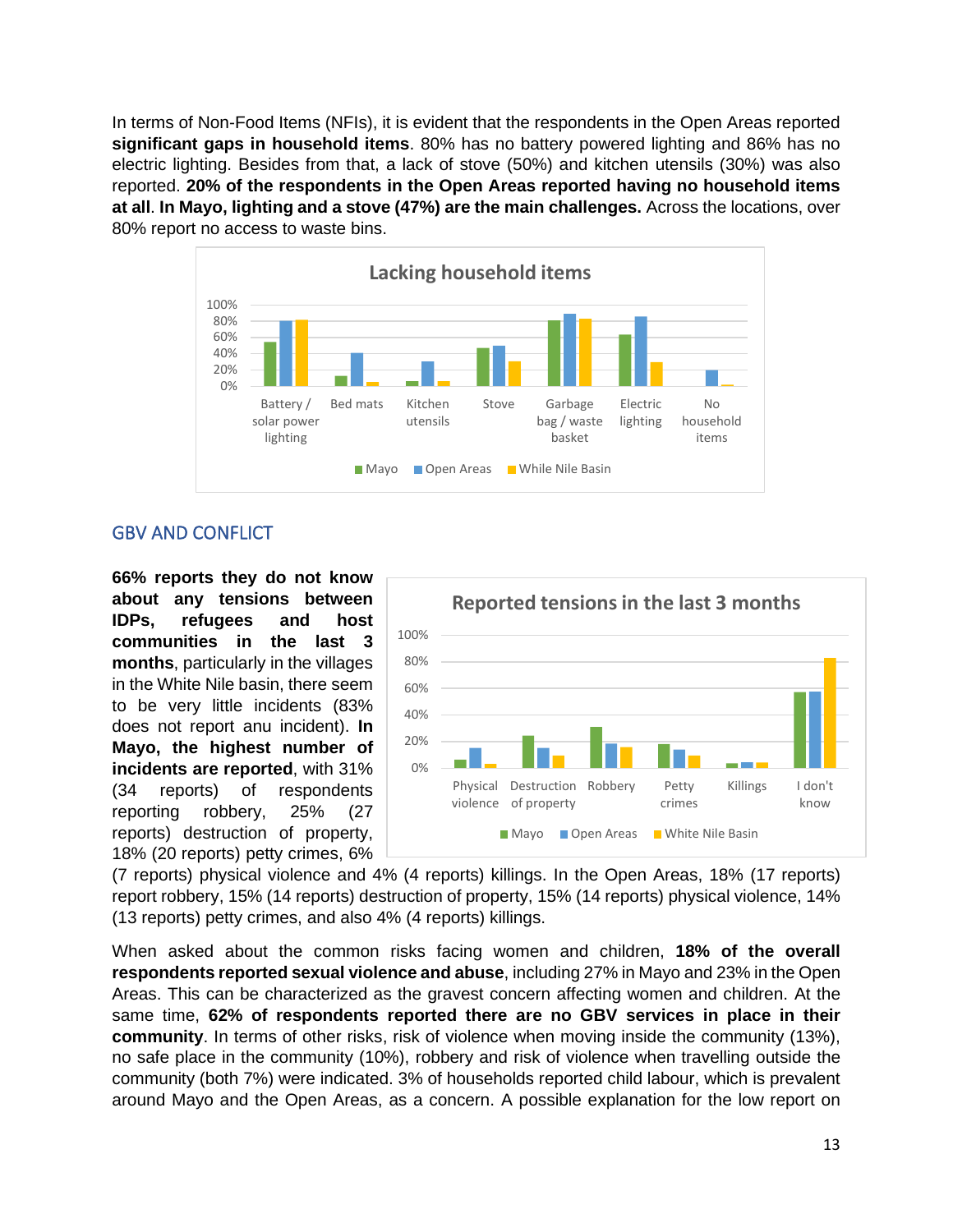In terms of Non-Food Items (NFIs), it is evident that the respondents in the Open Areas reported **significant gaps in household items**. 80% has no battery powered lighting and 86% has no electric lighting. Besides from that, a lack of stove (50%) and kitchen utensils (30%) was also reported. **20% of the respondents in the Open Areas reported having no household items at all**. **In Mayo, lighting and a stove (47%) are the main challenges.** Across the locations, over 80% report no access to waste bins.

## GBV AND CONFLICT

**66% reports they do not know about any tensions between IDPs, refugees and host communities in the last 3 months**, particularly in the villages in the White Nile basin, there seem to be very little incidents (83% does not report anu incident). **In Mayo, the highest number of incidents are reported**, with 31% (34 reports) of respondents reporting robbery, 25% (27 reports) destruction of property, 18% (20 reports) petty crimes, 6% (7 reports) physical violence and 4% (4 reports) killings. In the Open Areas, 18% (17 reports) report robbery, 15% (14 reports) destruction of property, 15% (14 reports) physical violence, 14% (13 reports) petty crimes, and also 4% (4 reports) killings.

When asked about the common risks facing women and children, **18% of the overall respondents reported sexual violence and abuse**, including 27% in Mayo and 23% in the Open Areas. This can be characterized as the gravest concern affecting women and children. At the same time, **62% of respondents reported there are no GBV services in place in their community**. In terms of other risks, risk of violence when moving inside the community (13%), no safe place in the community (10%), robbery and risk of violence when travelling outside the community (both 7%) were indicated. 3% of households reported child labour, which is prevalent around Mayo and the Open Areas, as a concern. A possible explanation for the low report on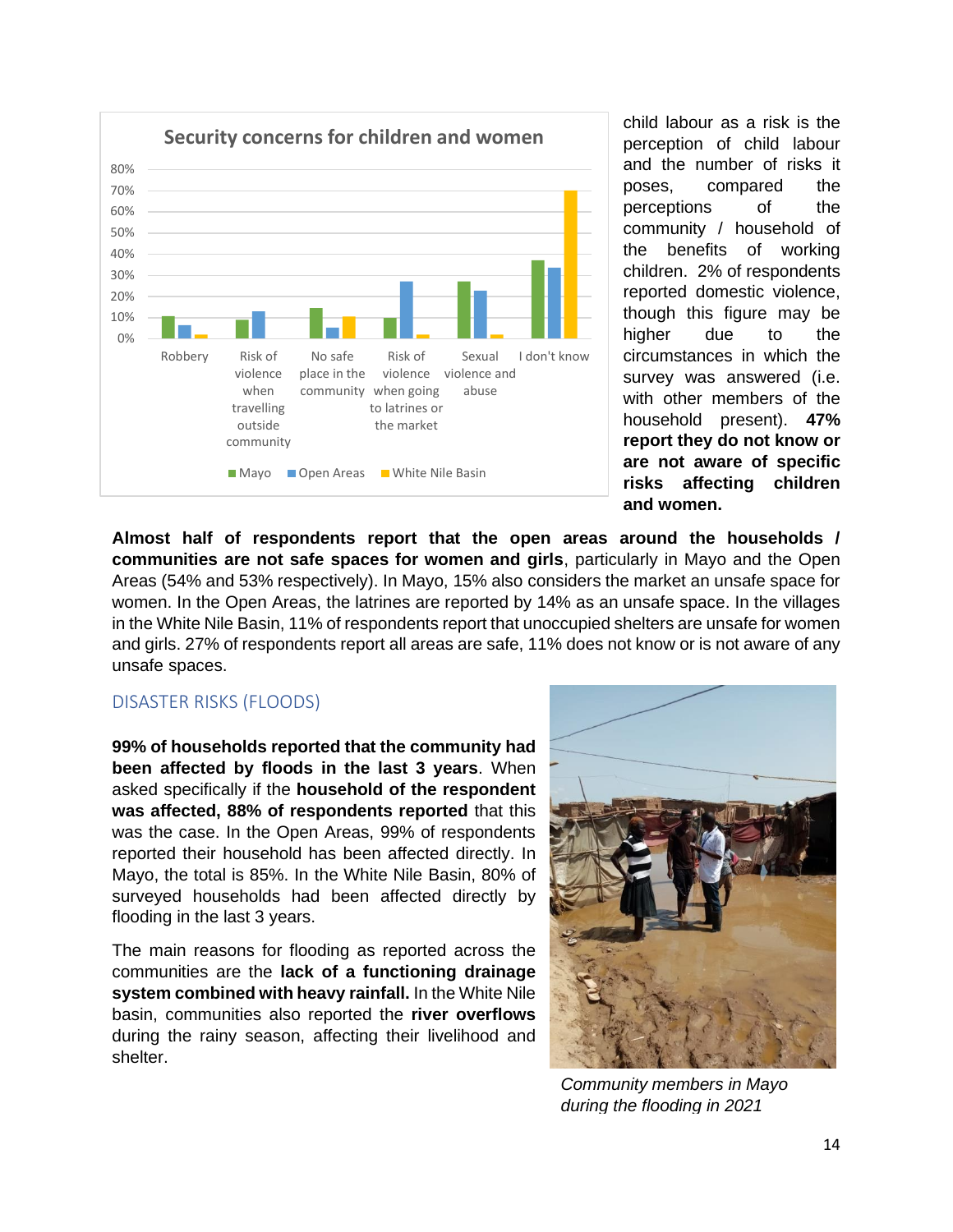child labour as a risk is the perception of child labour and the number of risks it poses, compared the perceptions of the community / household of the benefits of working children. 2% of respondents reported domestic violence, though this figure may be higher due to the circumstances in which the survey was answered (i.e. with other members of the household present). **47% report they do not know or are not aware of specific risks affecting children and women.**

**Almost half of respondents report that the open areas around the households / communities are not safe spaces for women and girls**, particularly in Mayo and the Open Areas (54% and 53% respectively). In Mayo, 15% also considers the market an unsafe space for women. In the Open Areas, the latrines are reported by 14% as an unsafe space. In the villages in the White Nile Basin, 11% of respondents report that unoccupied shelters are unsafe for women and girls. 27% of respondents report all areas are safe, 11% does not know or is not aware of any unsafe spaces.

## DISASTER RISKS (FLOODS)

**99% of households reported that the community had been affected by floods in the last 3 years**. When asked specifically if the **household of the respondent was affected, 88% of respondents reported** that this was the case. In the Open Areas, 99% of respondents reported their household has been affected directly. In Mayo, the total is 85%. In the White Nile Basin, 80% of surveyed households had been affected directly by flooding in the last 3 years.

The main reasons for flooding as reported across the communities are the **lack of a functioning drainage system combined with heavy rainfall.** In the White Nile basin, communities also reported the **river overflows** during the rainy season, affecting their livelihood and shelter.

*Community members in Mayo during the flooding in 2021*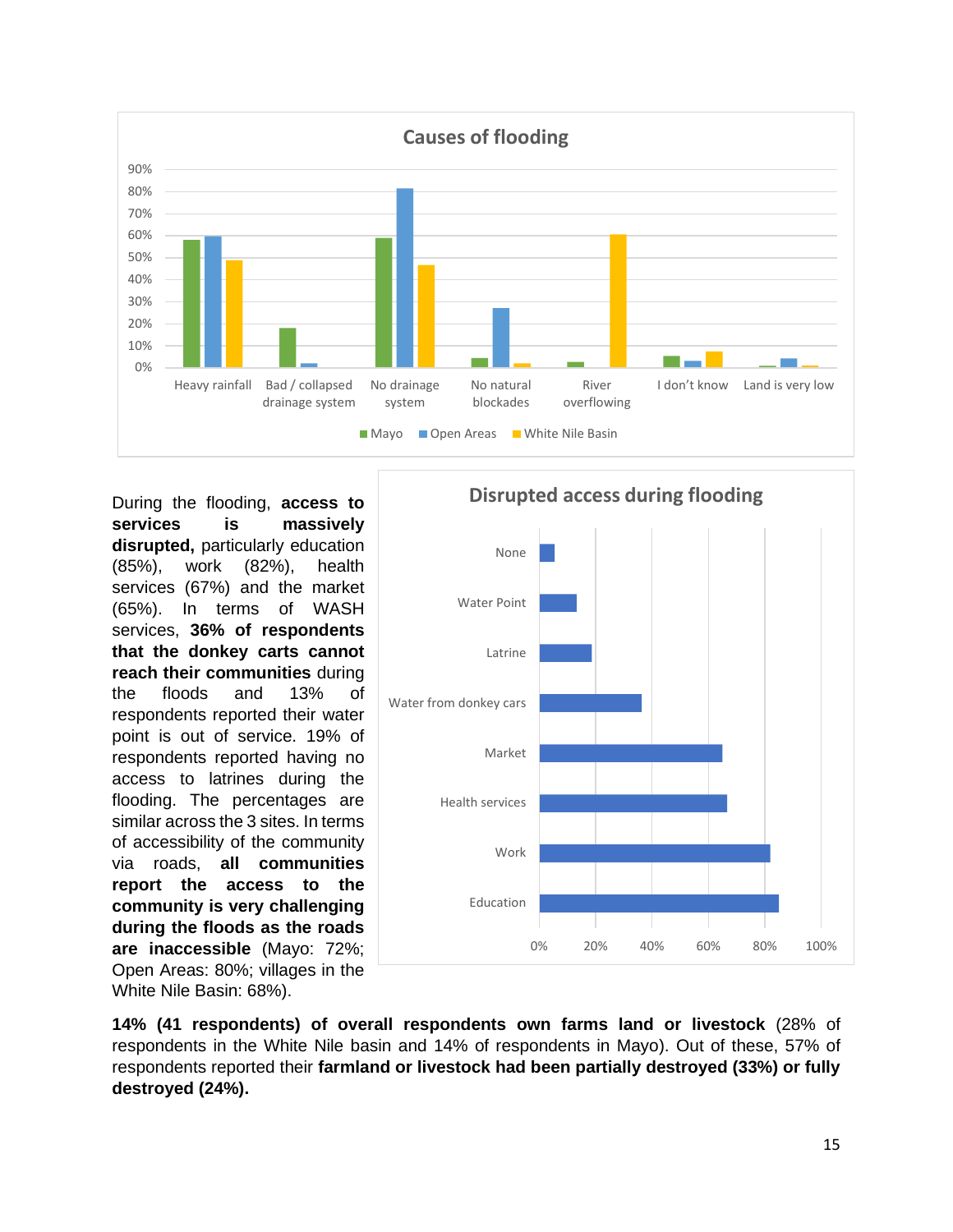During the flooding, **access to services is massively disrupted,** particularly education (85%), work (82%), health services (67%) and the market (65%). In terms of WASH services, **36% of respondents that the donkey carts cannot reach their communities** during the floods and 13% of respondents reported their water point is out of service. 19% of respondents reported having no access to latrines during the flooding. The percentages are similar across the 3 sites. In terms of accessibility of the community via roads, **all communities report the access to the community is very challenging during the floods as the roads are inaccessible** (Mayo: 72%; Open Areas: 80%; villages in the White Nile Basin: 68%).

**14% (41 respondents) of overall respondents own farms land or livestock** (28% of respondents in the White Nile basin and 14% of respondents in Mayo). Out of these, 57% of respondents reported their **farmland or livestock had been partially destroyed (33%) or fully destroyed (24%).**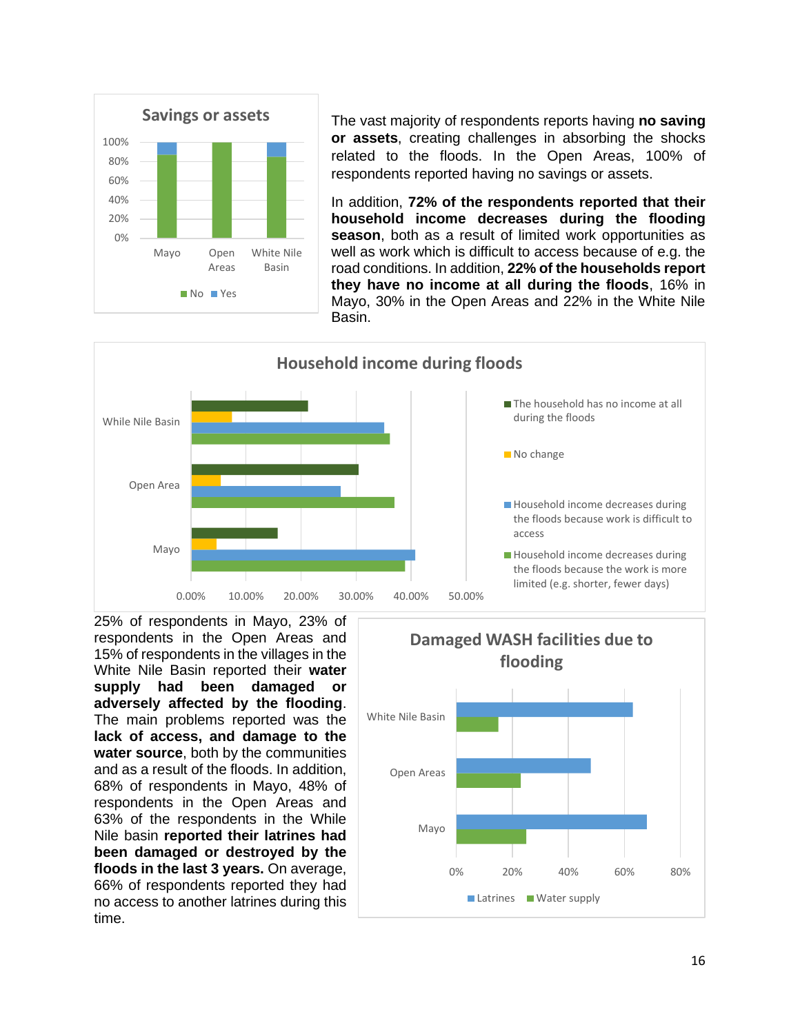**Savings or assets**

| | No | Yes |
|---|---|---|
| Mayo | ~87% | ~13% |
| Open Areas | 100% | 0% |
| White Nile Basin | ~85% | ~15% |

The vast majority of respondents reports having **no saving or assets**, creating challenges in absorbing the shocks related to the floods. In the Open Areas, 100% of respondents reported having no savings or assets.

In addition, **72% of the respondents reported that their household income decreases during the flooding season**, both as a result of limited work opportunities as well as work which is difficult to access because of e.g. the road conditions. In addition, **22% of the households report they have no income at all during the floods**, 16% in Mayo, 30% in the Open Areas and 22% in the White Nile Basin.

**Household income during floods**

| | The household has no income at all during the floods | No change | Household income decreases during the floods because work is difficult to access | Household income decreases during the floods because the work is more limited (e.g. shorter, fewer days) |
|---|---|---|---|---|
| While Nile Basin | ~21% | ~7% | ~35% | ~36% |
| Open Area | ~30% | ~5% | ~27% | ~37% |
| Mayo | ~16% | ~4% | ~41% | ~39% |

25% of respondents in Mayo, 23% of respondents in the Open Areas and 15% of respondents in the villages in the White Nile Basin reported their **water supply had been damaged or adversely affected by the flooding**. The main problems reported was the **lack of access, and damage to the water source**, both by the communities and as a result of the floods. In addition, 68% of respondents in Mayo, 48% of respondents in the Open Areas and 63% of the respondents in the While Nile basin **reported their latrines had been damaged or destroyed by the floods in the last 3 years.** On average, 66% of respondents reported they had no access to another latrines during this time.

**Damaged WASH facilities due to flooding**

| | Latrines | Water supply |
|---|---|---|
| White Nile Basin | ~63% | ~15% |
| Open Areas | ~48% | ~23% |
| Mayo | ~68% | ~25% |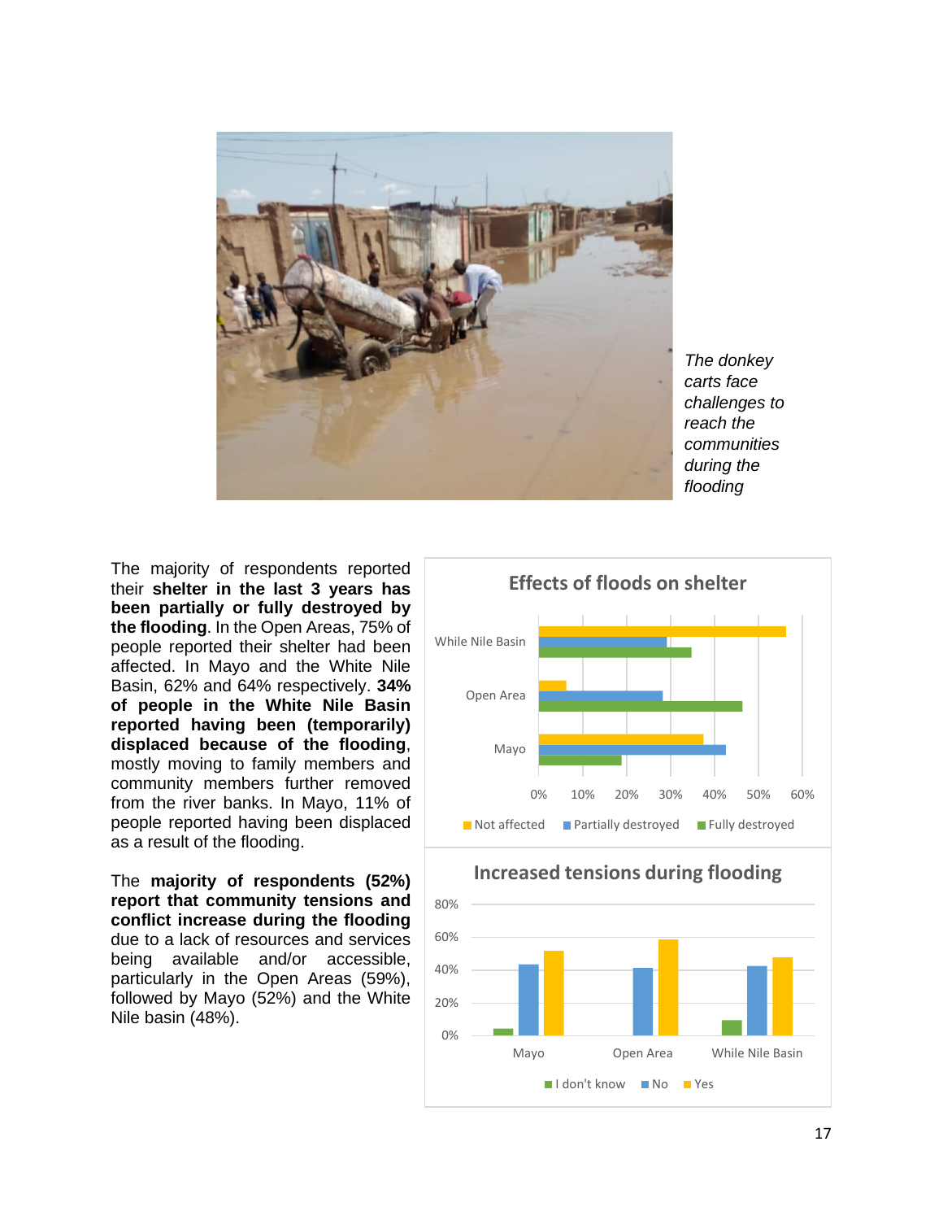*The donkey carts face challenges to reach the communities during the flooding*

The majority of respondents reported their **shelter in the last 3 years has been partially or fully destroyed by the flooding**. In the Open Areas, 75% of people reported their shelter had been affected. In Mayo and the White Nile Basin, 62% and 64% respectively. **34% of people in the White Nile Basin reported having been (temporarily) displaced because of the flooding**, mostly moving to family members and community members further removed from the river banks. In Mayo, 11% of people reported having been displaced as a result of the flooding.

The **majority of respondents (52%) report that community tensions and conflict increase during the flooding** due to a lack of resources and services being available and/or accessible, particularly in the Open Areas (59%), followed by Mayo (52%) and the White Nile basin (48%).

**Effects of floods on shelter**

Chart categories: While Nile Basin, Open Area, Mayo. Legend: Not affected, Partially destroyed, Fully destroyed. Axis: 0%–60%.

**Increased tensions during flooding**

Chart categories: Mayo, Open Area, While Nile Basin. Legend: I don't know, No, Yes. Axis: 0%–80%.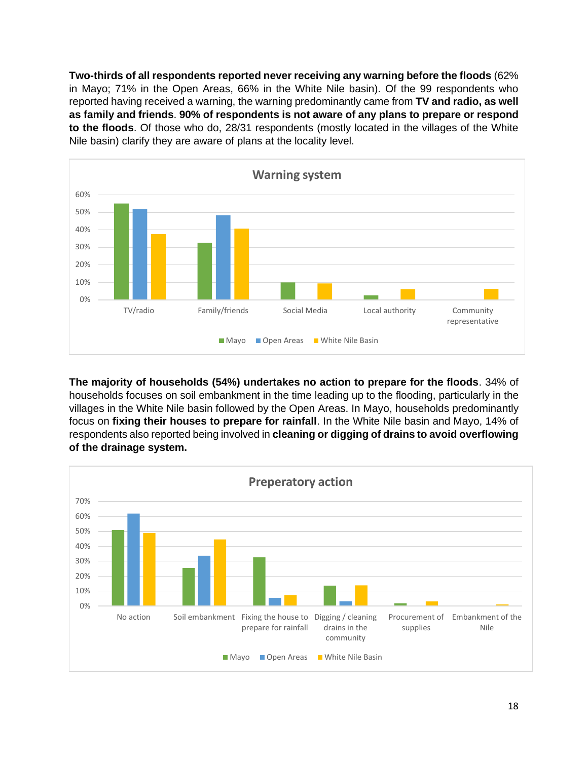**Two-thirds of all respondents reported never receiving any warning before the floods** (62% in Mayo; 71% in the Open Areas, 66% in the White Nile basin). Of the 99 respondents who reported having received a warning, the warning predominantly came from **TV and radio, as well as family and friends**. **90% of respondents is not aware of any plans to prepare or respond to the floods**. Of those who do, 28/31 respondents (mostly located in the villages of the White Nile basin) clarify they are aware of plans at the locality level.

**The majority of households (54%) undertakes no action to prepare for the floods**. 34% of households focuses on soil embankment in the time leading up to the flooding, particularly in the villages in the White Nile basin followed by the Open Areas. In Mayo, households predominantly focus on **fixing their houses to prepare for rainfall**. In the White Nile basin and Mayo, 14% of respondents also reported being involved in **cleaning or digging of drains to avoid overflowing of the drainage system.**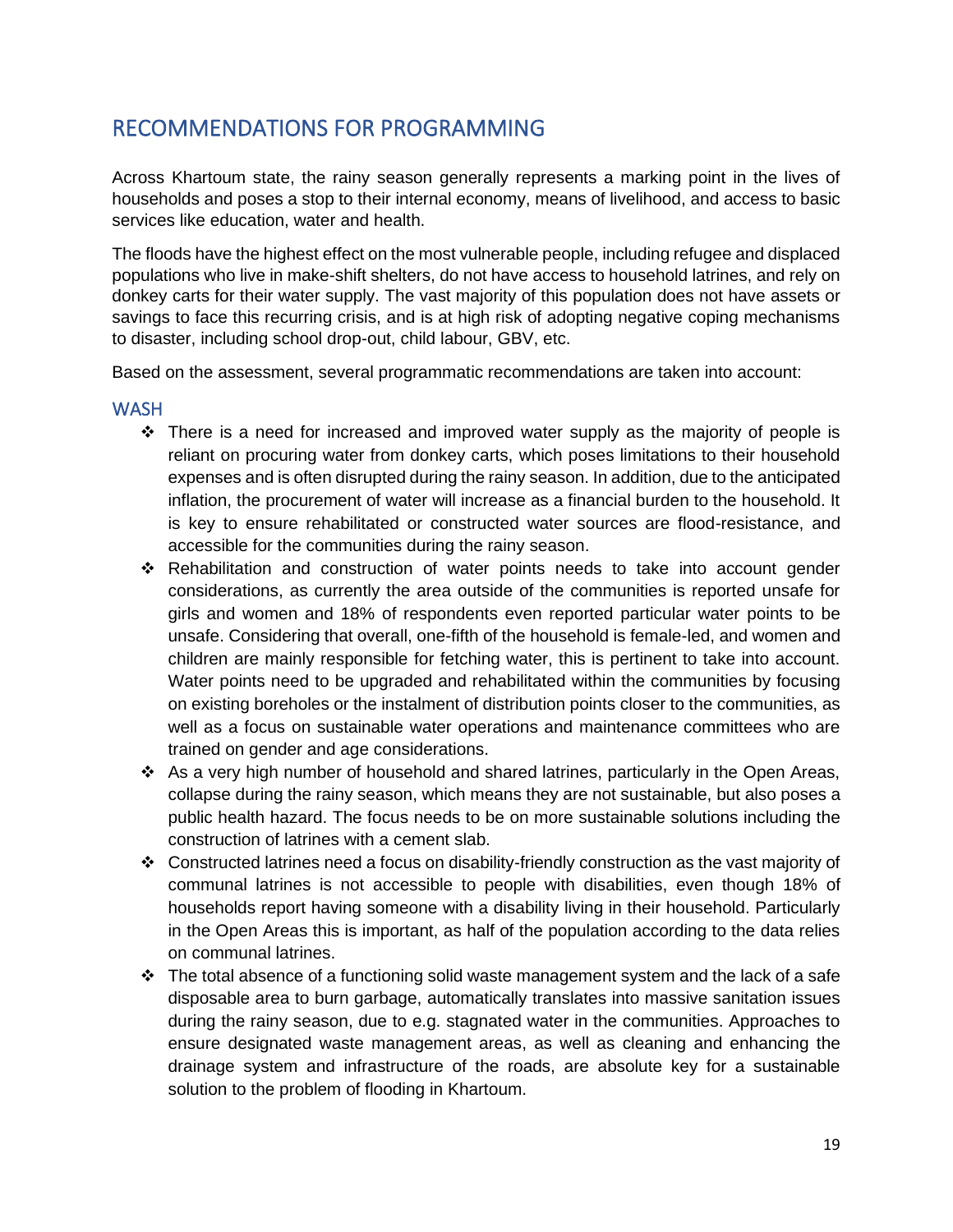## RECOMMENDATIONS FOR PROGRAMMING

Across Khartoum state, the rainy season generally represents a marking point in the lives of households and poses a stop to their internal economy, means of livelihood, and access to basic services like education, water and health.

The floods have the highest effect on the most vulnerable people, including refugee and displaced populations who live in make-shift shelters, do not have access to household latrines, and rely on donkey carts for their water supply. The vast majority of this population does not have assets or savings to face this recurring crisis, and is at high risk of adopting negative coping mechanisms to disaster, including school drop-out, child labour, GBV, etc.

Based on the assessment, several programmatic recommendations are taken into account:

### WASH

- There is a need for increased and improved water supply as the majority of people is reliant on procuring water from donkey carts, which poses limitations to their household expenses and is often disrupted during the rainy season. In addition, due to the anticipated inflation, the procurement of water will increase as a financial burden to the household. It is key to ensure rehabilitated or constructed water sources are flood-resistance, and accessible for the communities during the rainy season.
- Rehabilitation and construction of water points needs to take into account gender considerations, as currently the area outside of the communities is reported unsafe for girls and women and 18% of respondents even reported particular water points to be unsafe. Considering that overall, one-fifth of the household is female-led, and women and children are mainly responsible for fetching water, this is pertinent to take into account. Water points need to be upgraded and rehabilitated within the communities by focusing on existing boreholes or the instalment of distribution points closer to the communities, as well as a focus on sustainable water operations and maintenance committees who are trained on gender and age considerations.
- As a very high number of household and shared latrines, particularly in the Open Areas, collapse during the rainy season, which means they are not sustainable, but also poses a public health hazard. The focus needs to be on more sustainable solutions including the construction of latrines with a cement slab.
- Constructed latrines need a focus on disability-friendly construction as the vast majority of communal latrines is not accessible to people with disabilities, even though 18% of households report having someone with a disability living in their household. Particularly in the Open Areas this is important, as half of the population according to the data relies on communal latrines.
- The total absence of a functioning solid waste management system and the lack of a safe disposable area to burn garbage, automatically translates into massive sanitation issues during the rainy season, due to e.g. stagnated water in the communities. Approaches to ensure designated waste management areas, as well as cleaning and enhancing the drainage system and infrastructure of the roads, are absolute key for a sustainable solution to the problem of flooding in Khartoum.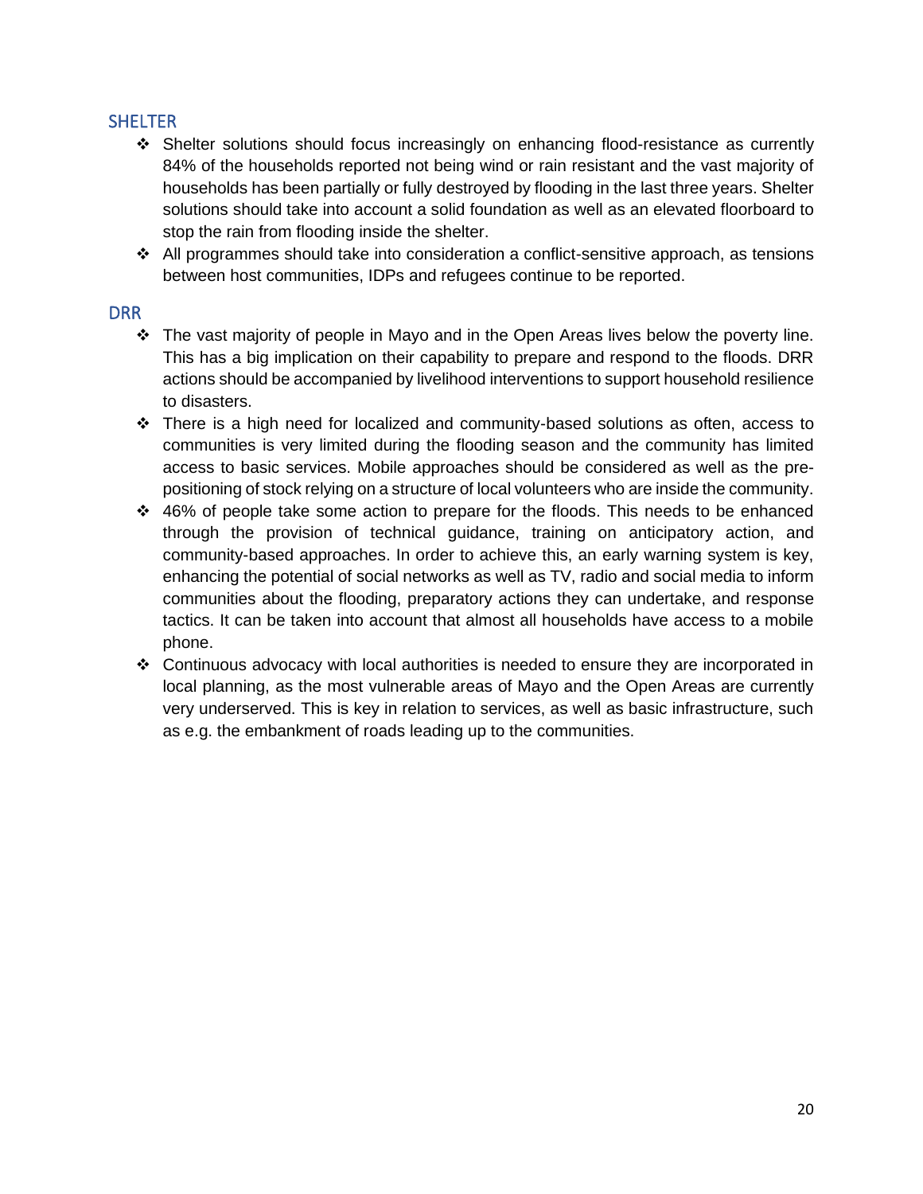## SHELTER

- Shelter solutions should focus increasingly on enhancing flood-resistance as currently 84% of the households reported not being wind or rain resistant and the vast majority of households has been partially or fully destroyed by flooding in the last three years. Shelter solutions should take into account a solid foundation as well as an elevated floorboard to stop the rain from flooding inside the shelter.
- All programmes should take into consideration a conflict-sensitive approach, as tensions between host communities, IDPs and refugees continue to be reported.

## DRR

- The vast majority of people in Mayo and in the Open Areas lives below the poverty line. This has a big implication on their capability to prepare and respond to the floods. DRR actions should be accompanied by livelihood interventions to support household resilience to disasters.
- There is a high need for localized and community-based solutions as often, access to communities is very limited during the flooding season and the community has limited access to basic services. Mobile approaches should be considered as well as the pre-positioning of stock relying on a structure of local volunteers who are inside the community.
- 46% of people take some action to prepare for the floods. This needs to be enhanced through the provision of technical guidance, training on anticipatory action, and community-based approaches. In order to achieve this, an early warning system is key, enhancing the potential of social networks as well as TV, radio and social media to inform communities about the flooding, preparatory actions they can undertake, and response tactics. It can be taken into account that almost all households have access to a mobile phone.
- Continuous advocacy with local authorities is needed to ensure they are incorporated in local planning, as the most vulnerable areas of Mayo and the Open Areas are currently very underserved. This is key in relation to services, as well as basic infrastructure, such as e.g. the embankment of roads leading up to the communities.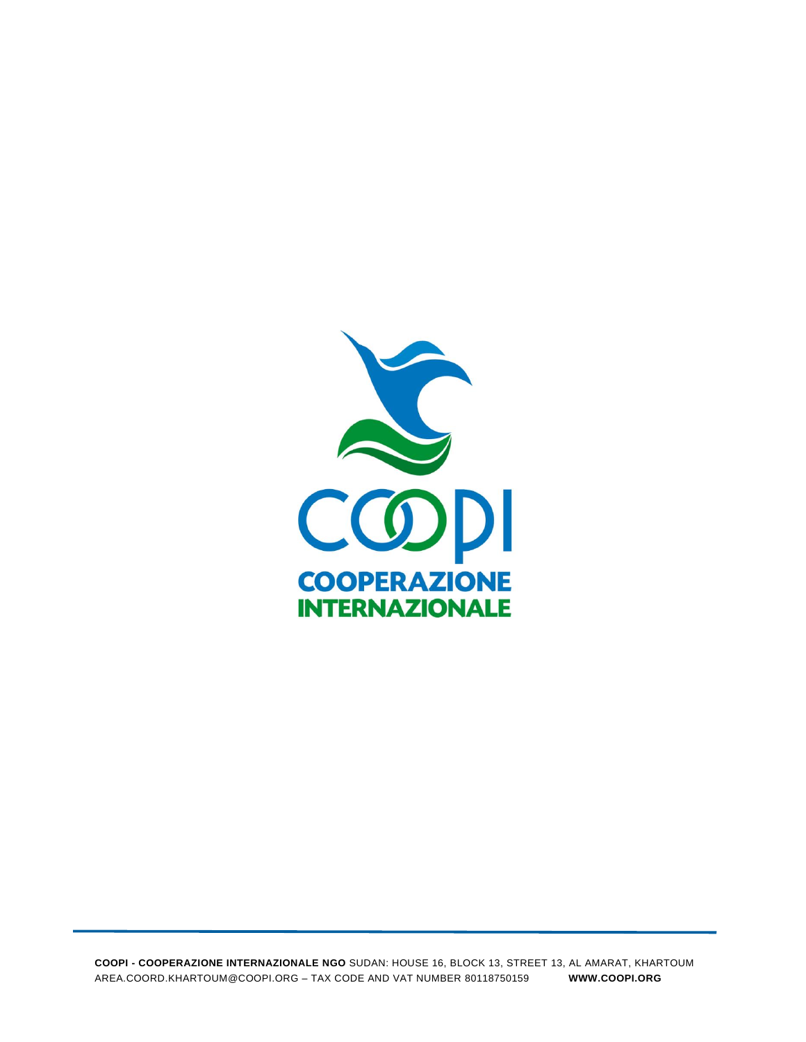COOPI

COOPERAZIONE INTERNAZIONALE